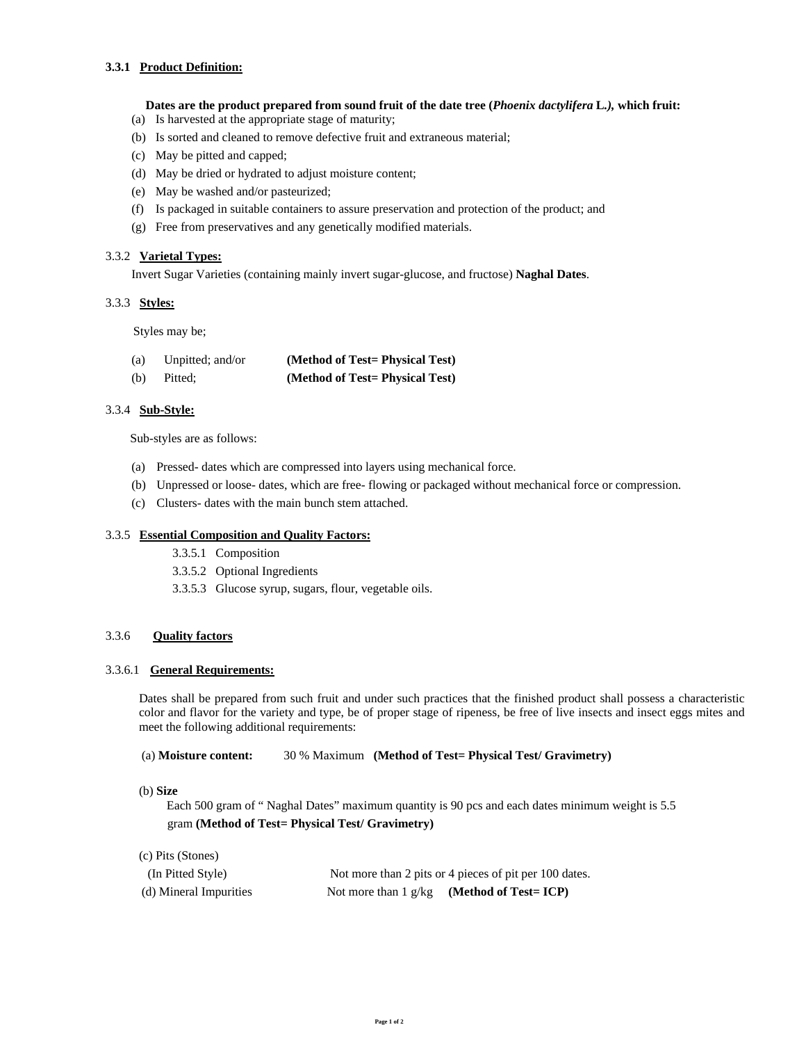### 3.3.1 Product Definition:

**Dates are the product prepared from sound fruit of the date tree (*Phoenix dactylifera* L.), which fruit:**

(a) Is harvested at the appropriate stage of maturity;

(b) Is sorted and cleaned to remove defective fruit and extraneous material;

(c) May be pitted and capped;

(d) May be dried or hydrated to adjust moisture content;

(e) May be washed and/or pasteurized;

(f) Is packaged in suitable containers to assure preservation and protection of the product; and

(g) Free from preservatives and any genetically modified materials.

### 3.3.2 Varietal Types:

Invert Sugar Varieties (containing mainly invert sugar-glucose, and fructose) **Naghal Dates**.

### 3.3.3 Styles:

Styles may be;

(a) Unpitted; and/or **(Method of Test= Physical Test)**

(b) Pitted; **(Method of Test= Physical Test)**

### 3.3.4 Sub-Style:

Sub-styles are as follows:

(a) Pressed- dates which are compressed into layers using mechanical force.

(b) Unpressed or loose- dates, which are free- flowing or packaged without mechanical force or compression.

(c) Clusters- dates with the main bunch stem attached.

### 3.3.5 Essential Composition and Quality Factors:

3.3.5.1 Composition

3.3.5.2 Optional Ingredients

3.3.5.3 Glucose syrup, sugars, flour, vegetable oils.

### 3.3.6 Quality factors

#### 3.3.6.1 General Requirements:

Dates shall be prepared from such fruit and under such practices that the finished product shall possess a characteristic color and flavor for the variety and type, be of proper stage of ripeness, be free of live insects and insect eggs mites and meet the following additional requirements:

(a) **Moisture content:** 30 % Maximum **(Method of Test= Physical Test/ Gravimetry)**

(b) **Size**

Each 500 gram of " Naghal Dates" maximum quantity is 90 pcs and each dates minimum weight is 5.5 gram **(Method of Test= Physical Test/ Gravimetry)**

(c) Pits (Stones)

(In Pitted Style) Not more than 2 pits or 4 pieces of pit per 100 dates.

(d) Mineral Impurities Not more than 1 g/kg **(Method of Test= ICP)**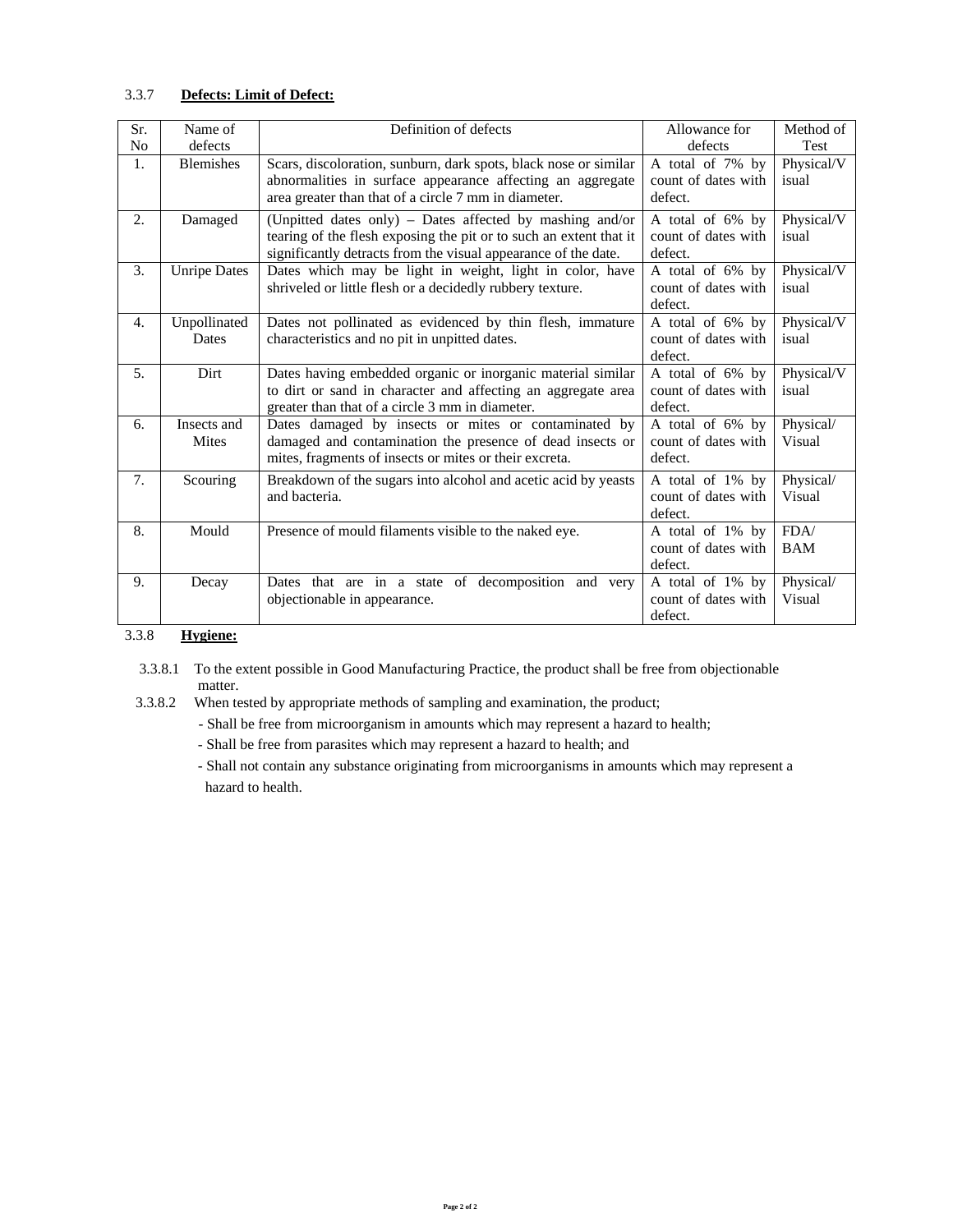### 3.3.7 **Defects: Limit of Defect:**

| Sr. No | Name of defects | Definition of defects | Allowance for defects | Method of Test |
|---|---|---|---|---|
| 1. | Blemishes | Scars, discoloration, sunburn, dark spots, black nose or similar abnormalities in surface appearance affecting an aggregate area greater than that of a circle 7 mm in diameter. | A total of 7% by count of dates with defect. | Physical/Visual |
| 2. | Damaged | (Unpitted dates only) – Dates affected by mashing and/or tearing of the flesh exposing the pit or to such an extent that it significantly detracts from the visual appearance of the date. | A total of 6% by count of dates with defect. | Physical/Visual |
| 3. | Unripe Dates | Dates which may be light in weight, light in color, have shriveled or little flesh or a decidedly rubbery texture. | A total of 6% by count of dates with defect. | Physical/Visual |
| 4. | Unpollinated Dates | Dates not pollinated as evidenced by thin flesh, immature characteristics and no pit in unpitted dates. | A total of 6% by count of dates with defect. | Physical/Visual |
| 5. | Dirt | Dates having embedded organic or inorganic material similar to dirt or sand in character and affecting an aggregate area greater than that of a circle 3 mm in diameter. | A total of 6% by count of dates with defect. | Physical/Visual |
| 6. | Insects and Mites | Dates damaged by insects or mites or contaminated by damaged and contamination the presence of dead insects or mites, fragments of insects or mites or their excreta. | A total of 6% by count of dates with defect. | Physical/ Visual |
| 7. | Scouring | Breakdown of the sugars into alcohol and acetic acid by yeasts and bacteria. | A total of 1% by count of dates with defect. | Physical/ Visual |
| 8. | Mould | Presence of mould filaments visible to the naked eye. | A total of 1% by count of dates with defect. | FDA/ BAM |
| 9. | Decay | Dates that are in a state of decomposition and very objectionable in appearance. | A total of 1% by count of dates with defect. | Physical/ Visual |

### 3.3.8 **Hygiene:**

3.3.8.1 To the extent possible in Good Manufacturing Practice, the product shall be free from objectionable matter.

3.3.8.2 When tested by appropriate methods of sampling and examination, the product;

- Shall be free from microorganism in amounts which may represent a hazard to health;
- Shall be free from parasites which may represent a hazard to health; and
- Shall not contain any substance originating from microorganisms in amounts which may represent a hazard to health.